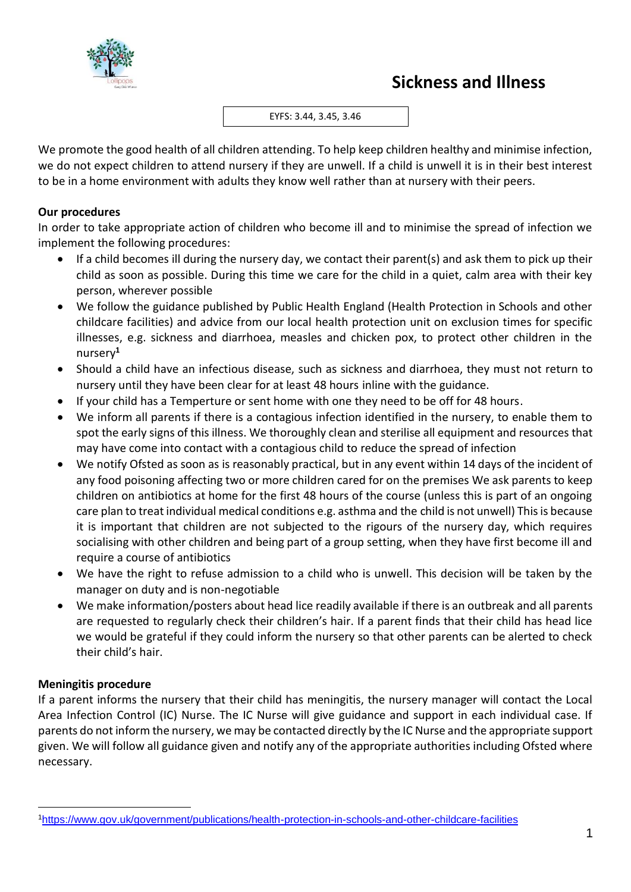# Sickness and Illness

EYFS: 3.44, 3.45, 3.46

We promote the good health of all children attending. To help keep children healthy and minimise infection, we do not expect children to attend nursery if they are unwell. If a child is unwell it is in their best interest to be in a home environment with adults they know well rather than at nursery with their peers.

**Our procedures**

In order to take appropriate action of children who become ill and to minimise the spread of infection we implement the following procedures:

- If a child becomes ill during the nursery day, we contact their parent(s) and ask them to pick up their child as soon as possible. During this time we care for the child in a quiet, calm area with their key person, wherever possible
- We follow the guidance published by Public Health England (Health Protection in Schools and other childcare facilities) and advice from our local health protection unit on exclusion times for specific illnesses, e.g. sickness and diarrhoea, measles and chicken pox, to protect other children in the nursery[1]
- Should a child have an infectious disease, such as sickness and diarrhoea, they must not return to nursery until they have been clear for at least 48 hours inline with the guidance.
- If your child has a Temperture or sent home with one they need to be off for 48 hours.
- We inform all parents if there is a contagious infection identified in the nursery, to enable them to spot the early signs of this illness. We thoroughly clean and sterilise all equipment and resources that may have come into contact with a contagious child to reduce the spread of infection
- We notify Ofsted as soon as is reasonably practical, but in any event within 14 days of the incident of any food poisoning affecting two or more children cared for on the premises We ask parents to keep children on antibiotics at home for the first 48 hours of the course (unless this is part of an ongoing care plan to treat individual medical conditions e.g. asthma and the child is not unwell) This is because it is important that children are not subjected to the rigours of the nursery day, which requires socialising with other children and being part of a group setting, when they have first become ill and require a course of antibiotics
- We have the right to refuse admission to a child who is unwell. This decision will be taken by the manager on duty and is non-negotiable
- We make information/posters about head lice readily available if there is an outbreak and all parents are requested to regularly check their children's hair. If a parent finds that their child has head lice we would be grateful if they could inform the nursery so that other parents can be alerted to check their child's hair.

**Meningitis procedure**

If a parent informs the nursery that their child has meningitis, the nursery manager will contact the Local Area Infection Control (IC) Nurse. The IC Nurse will give guidance and support in each individual case. If parents do not inform the nursery, we may be contacted directly by the IC Nurse and the appropriate support given. We will follow all guidance given and notify any of the appropriate authorities including Ofsted where necessary.

[1] https://www.gov.uk/government/publications/health-protection-in-schools-and-other-childcare-facilities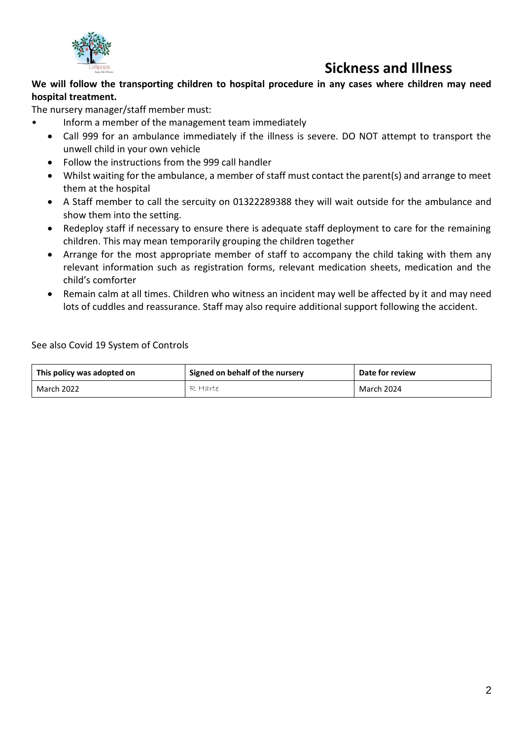# Sickness and Illness

**We will follow the transporting children to hospital procedure in any cases where children may need hospital treatment.**

The nursery manager/staff member must:

- Inform a member of the management team immediately
- Call 999 for an ambulance immediately if the illness is severe. DO NOT attempt to transport the unwell child in your own vehicle
- Follow the instructions from the 999 call handler
- Whilst waiting for the ambulance, a member of staff must contact the parent(s) and arrange to meet them at the hospital
- A Staff member to call the sercuity on 01322289388 they will wait outside for the ambulance and show them into the setting.
- Redeploy staff if necessary to ensure there is adequate staff deployment to care for the remaining children. This may mean temporarily grouping the children together
- Arrange for the most appropriate member of staff to accompany the child taking with them any relevant information such as registration forms, relevant medication sheets, medication and the child's comforter
- Remain calm at all times. Children who witness an incident may well be affected by it and may need lots of cuddles and reassurance. Staff may also require additional support following the accident.

See also Covid 19 System of Controls

| This policy was adopted on | Signed on behalf of the nursery | Date for review |
|---|---|---|
| March 2022 | R Harte | March 2024 |